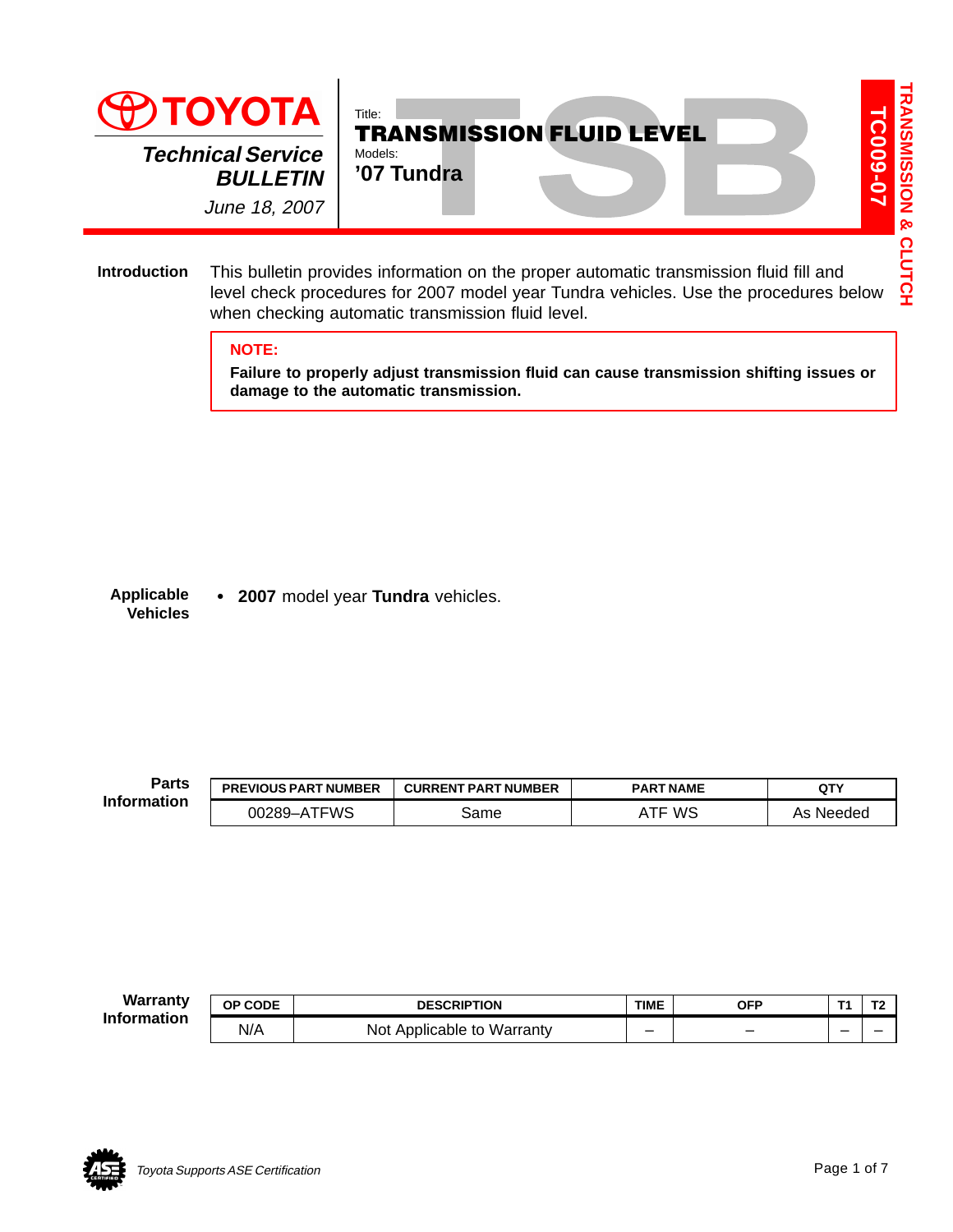# TOYOTA

*Technical Service*
***BULLETIN***
*June 18, 2007*

Title:
**TRANSMISSION FLUID LEVEL**
Models:
**'07 Tundra**

**TC009-07**

**TRANSMISSION & CLUTCH**

**Introduction**

This bulletin provides information on the proper automatic transmission fluid fill and level check procedures for 2007 model year Tundra vehicles. Use the procedures below when checking automatic transmission fluid level.

> **NOTE:**
> **Failure to properly adjust transmission fluid can cause transmission shifting issues or damage to the automatic transmission.**

**Applicable Vehicles**

- **2007** model year **Tundra** vehicles.

**Parts Information**

| PREVIOUS PART NUMBER | CURRENT PART NUMBER | PART NAME | QTY |
|---|---|---|---|
| 00289–ATFWS | Same | ATF WS | As Needed |

**Warranty Information**

| OP CODE | DESCRIPTION | TIME | OFP | T1 | T2 |
|---|---|---|---|---|---|
| N/A | Not Applicable to Warranty | – | – | – | – |

*Toyota Supports ASE Certification*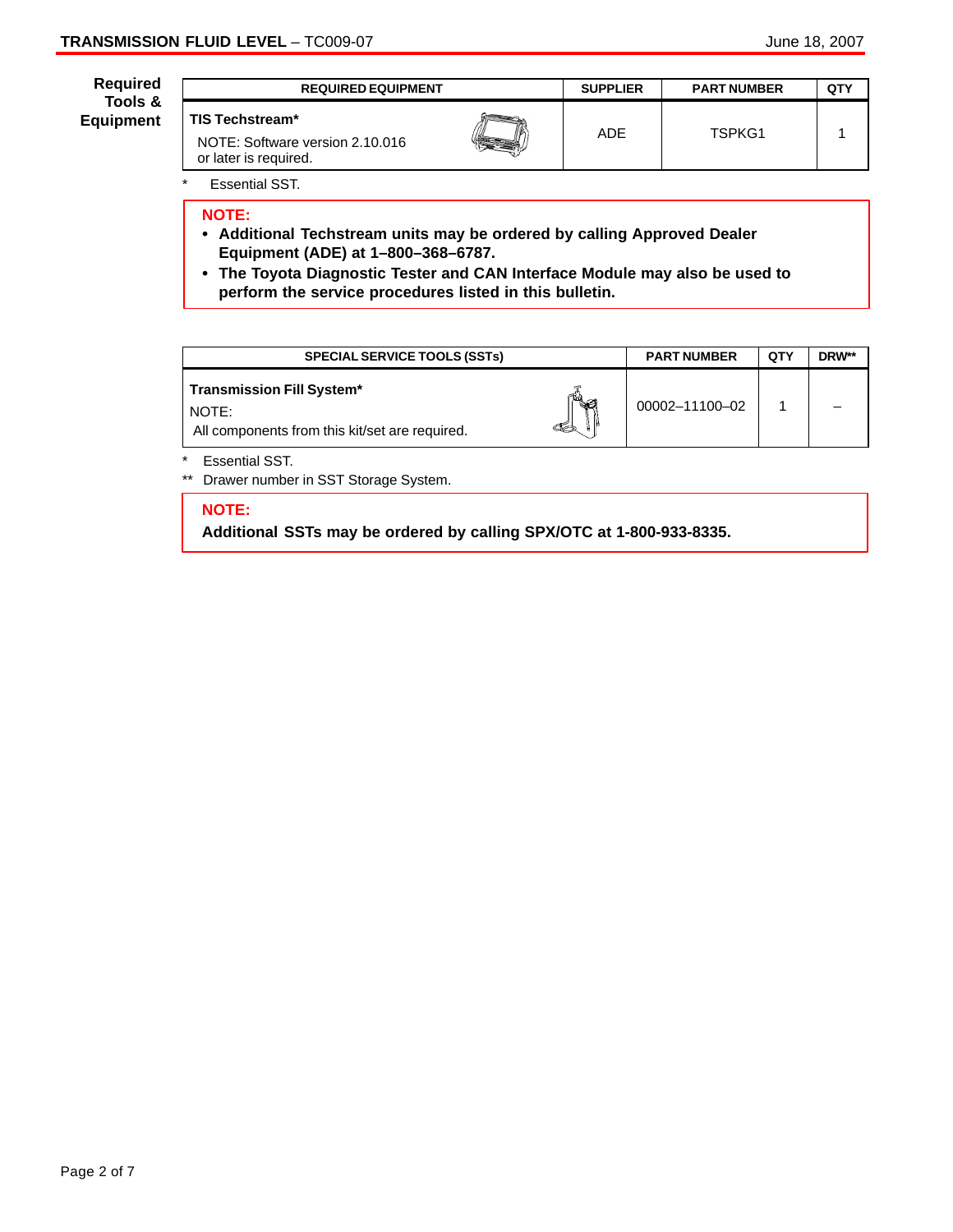## Required Tools & Equipment

| REQUIRED EQUIPMENT | SUPPLIER | PART NUMBER | QTY |
|---|---|---|---|
| **TIS Techstream*** NOTE: Software version 2.10.016 or later is required. | ADE | TSPKG1 | 1 |

\* Essential SST.

> **NOTE:**
> - **Additional Techstream units may be ordered by calling Approved Dealer Equipment (ADE) at 1–800–368–6787.**
> - **The Toyota Diagnostic Tester and CAN Interface Module may also be used to perform the service procedures listed in this bulletin.**

| SPECIAL SERVICE TOOLS (SSTs) | PART NUMBER | QTY | DRW** |
|---|---|---|---|
| **Transmission Fill System*** NOTE: All components from this kit/set are required. | 00002–11100–02 | 1 | – |

\* Essential SST.

\** Drawer number in SST Storage System.

> **NOTE:**
> **Additional SSTs may be ordered by calling SPX/OTC at 1-800-933-8335.**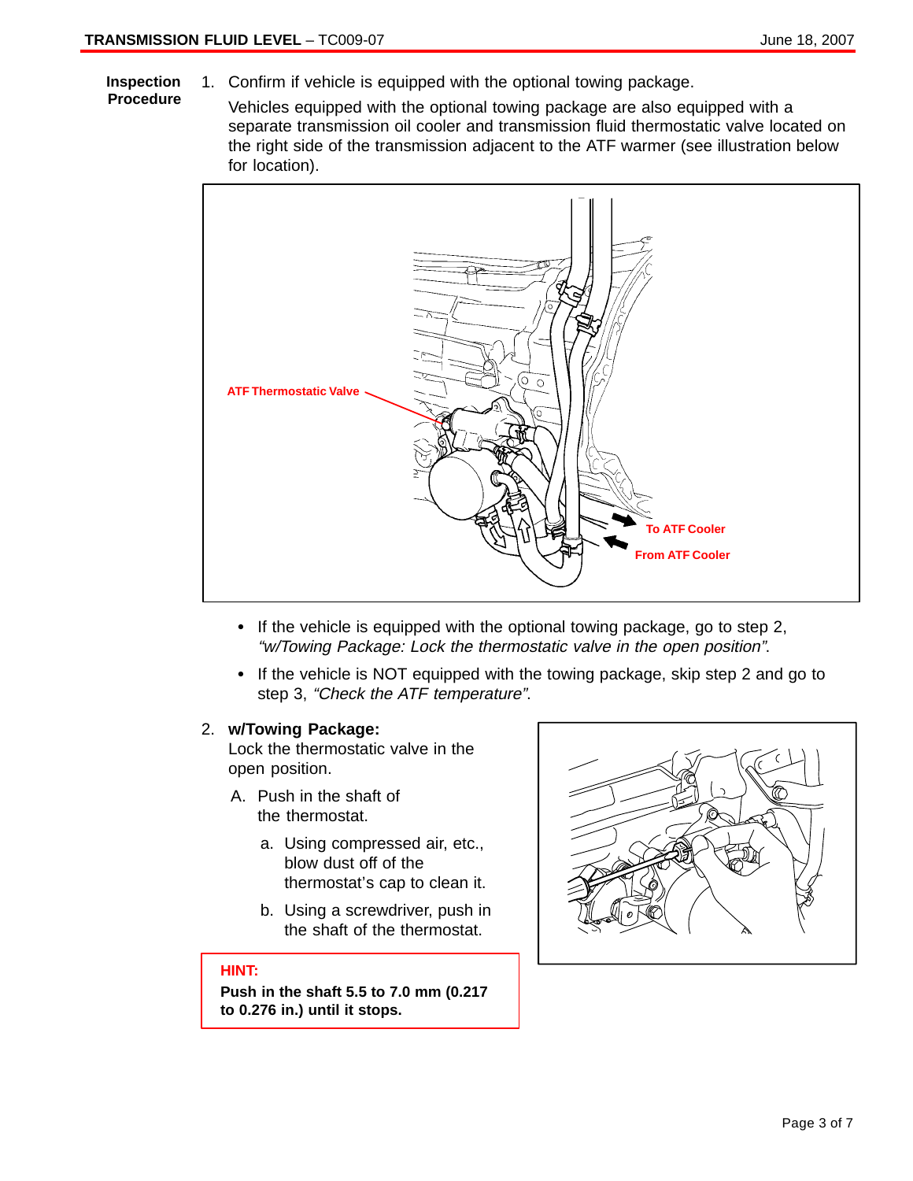**Inspection Procedure**

1. Confirm if vehicle is equipped with the optional towing package.

   Vehicles equipped with the optional towing package are also equipped with a separate transmission oil cooler and transmission fluid thermostatic valve located on the right side of the transmission adjacent to the ATF warmer (see illustration below for location).

   ATF Thermostatic Valve

   To ATF Cooler

   From ATF Cooler

   - If the vehicle is equipped with the optional towing package, go to step 2, *"w/Towing Package: Lock the thermostatic valve in the open position"*.
   - If the vehicle is NOT equipped with the towing package, skip step 2 and go to step 3, *"Check the ATF temperature"*.

2. **w/Towing Package:**
   Lock the thermostatic valve in the open position.

   A. Push in the shaft of the thermostat.

      a. Using compressed air, etc., blow dust off of the thermostat's cap to clean it.

      b. Using a screwdriver, push in the shaft of the thermostat.

**HINT:**

**Push in the shaft 5.5 to 7.0 mm (0.217 to 0.276 in.) until it stops.**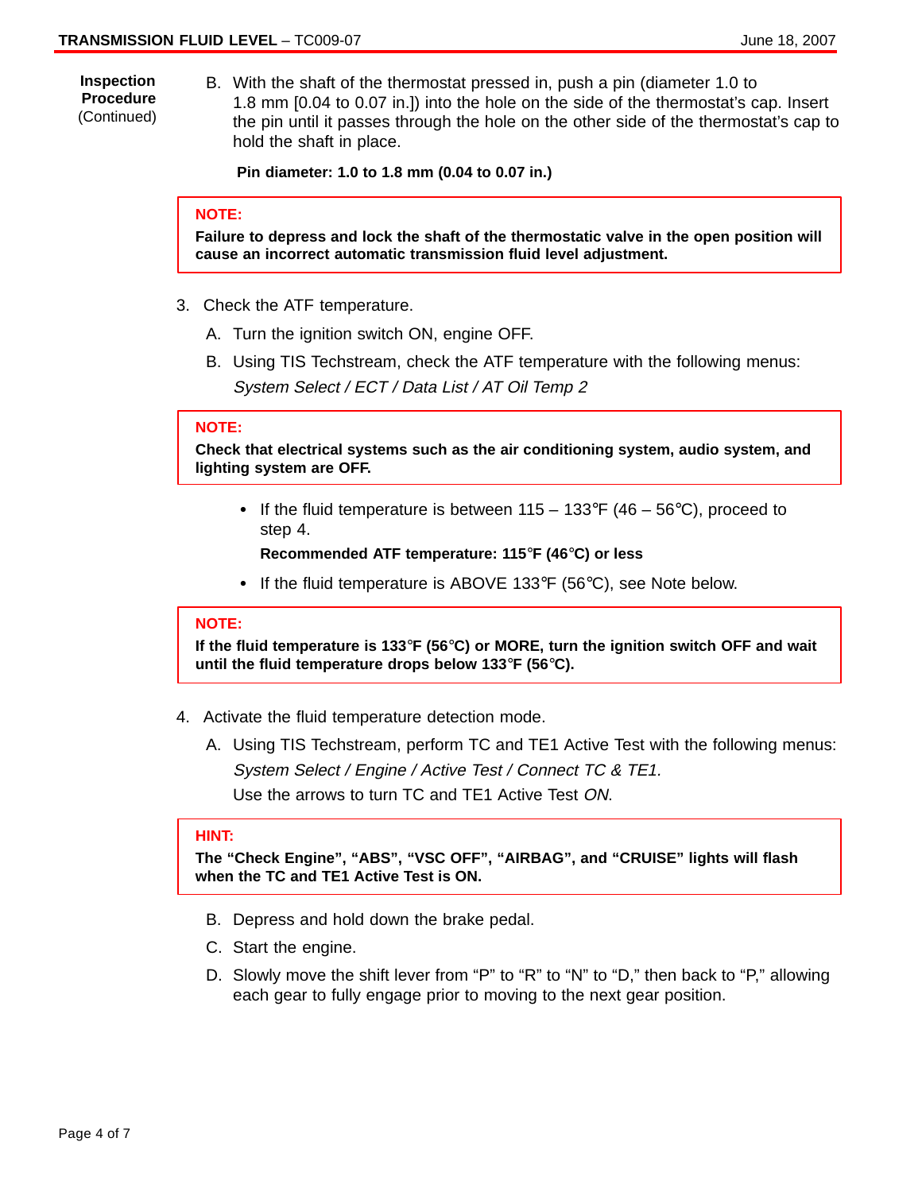**Inspection Procedure** (Continued)

B. With the shaft of the thermostat pressed in, push a pin (diameter 1.0 to 1.8 mm [0.04 to 0.07 in.]) into the hole on the side of the thermostat's cap. Insert the pin until it passes through the hole on the other side of the thermostat's cap to hold the shaft in place.

**Pin diameter: 1.0 to 1.8 mm (0.04 to 0.07 in.)**

> **NOTE:**
> **Failure to depress and lock the shaft of the thermostatic valve in the open position will cause an incorrect automatic transmission fluid level adjustment.**

3. Check the ATF temperature.

   A. Turn the ignition switch ON, engine OFF.

   B. Using TIS Techstream, check the ATF temperature with the following menus:
   *System Select / ECT / Data List / AT Oil Temp 2*

> **NOTE:**
> **Check that electrical systems such as the air conditioning system, audio system, and lighting system are OFF.**

- If the fluid temperature is between 115 – 133°F (46 – 56°C), proceed to step 4.

  **Recommended ATF temperature: 115°F (46°C) or less**

- If the fluid temperature is ABOVE 133°F (56°C), see Note below.

> **NOTE:**
> **If the fluid temperature is 133°F (56°C) or MORE, turn the ignition switch OFF and wait until the fluid temperature drops below 133°F (56°C).**

4. Activate the fluid temperature detection mode.

   A. Using TIS Techstream, perform TC and TE1 Active Test with the following menus:
   *System Select / Engine / Active Test / Connect TC & TE1.*
   Use the arrows to turn TC and TE1 Active Test *ON*.

> **HINT:**
> **The "Check Engine", "ABS", "VSC OFF", "AIRBAG", and "CRUISE" lights will flash when the TC and TE1 Active Test is ON.**

   B. Depress and hold down the brake pedal.

   C. Start the engine.

   D. Slowly move the shift lever from "P" to "R" to "N" to "D," then back to "P," allowing each gear to fully engage prior to moving to the next gear position.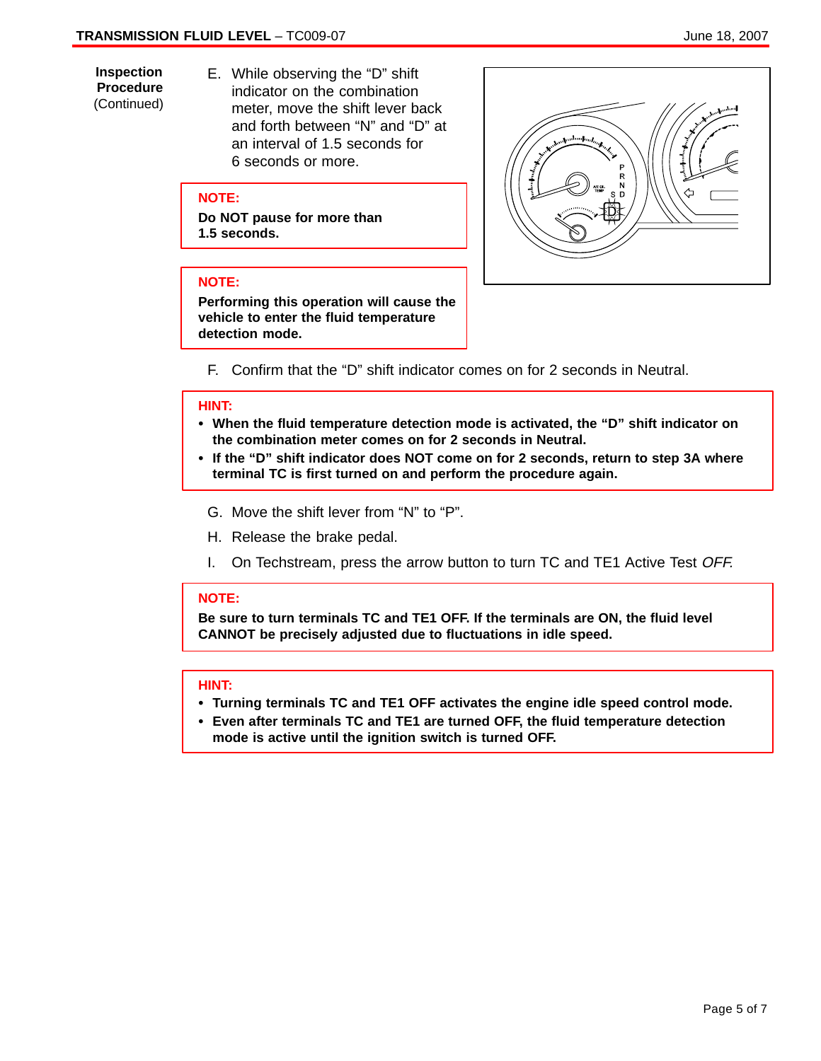**Inspection Procedure** (Continued)

E. While observing the "D" shift indicator on the combination meter, move the shift lever back and forth between "N" and "D" at an interval of 1.5 seconds for 6 seconds or more.

> **NOTE:**
> **Do NOT pause for more than 1.5 seconds.**

> **NOTE:**
> **Performing this operation will cause the vehicle to enter the fluid temperature detection mode.**

F. Confirm that the "D" shift indicator comes on for 2 seconds in Neutral.

> **HINT:**
> - **When the fluid temperature detection mode is activated, the "D" shift indicator on the combination meter comes on for 2 seconds in Neutral.**
> - **If the "D" shift indicator does NOT come on for 2 seconds, return to step 3A where terminal TC is first turned on and perform the procedure again.**

G. Move the shift lever from "N" to "P".

H. Release the brake pedal.

I. On Techstream, press the arrow button to turn TC and TE1 Active Test *OFF*.

> **NOTE:**
> **Be sure to turn terminals TC and TE1 OFF. If the terminals are ON, the fluid level CANNOT be precisely adjusted due to fluctuations in idle speed.**

> **HINT:**
> - **Turning terminals TC and TE1 OFF activates the engine idle speed control mode.**
> - **Even after terminals TC and TE1 are turned OFF, the fluid temperature detection mode is active until the ignition switch is turned OFF.**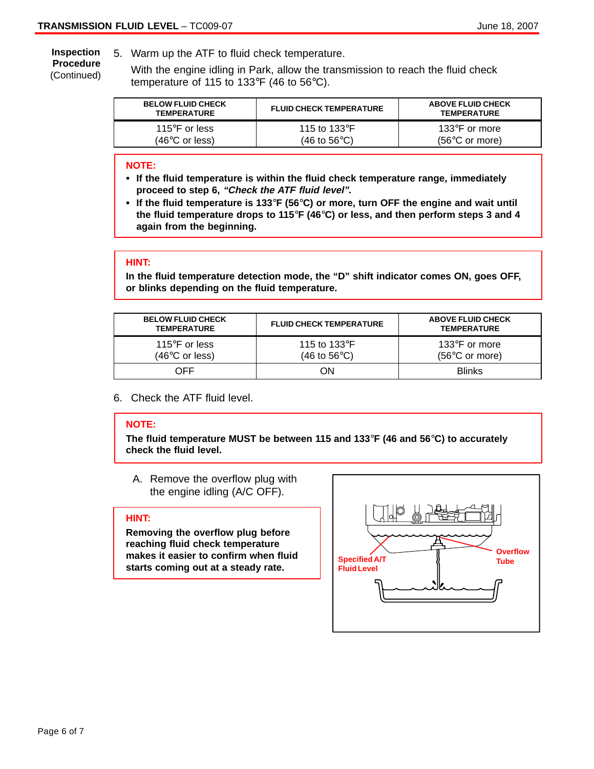**Inspection Procedure** (Continued)

5. Warm up the ATF to fluid check temperature.

   With the engine idling in Park, allow the transmission to reach the fluid check temperature of 115 to 133°F (46 to 56°C).

| BELOW FLUID CHECK TEMPERATURE | FLUID CHECK TEMPERATURE | ABOVE FLUID CHECK TEMPERATURE |
|---|---|---|
| 115°F or less (46°C or less) | 115 to 133°F (46 to 56°C) | 133°F or more (56°C or more) |

**NOTE:**

- **If the fluid temperature is within the fluid check temperature range, immediately proceed to step 6, *"Check the ATF fluid level".***
- **If the fluid temperature is 133°F (56°C) or more, turn OFF the engine and wait until the fluid temperature drops to 115°F (46°C) or less, and then perform steps 3 and 4 again from the beginning.**

**HINT:**

**In the fluid temperature detection mode, the "D" shift indicator comes ON, goes OFF, or blinks depending on the fluid temperature.**

| BELOW FLUID CHECK TEMPERATURE | FLUID CHECK TEMPERATURE | ABOVE FLUID CHECK TEMPERATURE |
|---|---|---|
| 115°F or less (46°C or less) | 115 to 133°F (46 to 56°C) | 133°F or more (56°C or more) |
| OFF | ON | Blinks |

6. Check the ATF fluid level.

**NOTE:**

**The fluid temperature MUST be between 115 and 133°F (46 and 56°C) to accurately check the fluid level.**

   A. Remove the overflow plug with the engine idling (A/C OFF).

**HINT:**

**Removing the overflow plug before reaching fluid check temperature makes it easier to confirm when fluid starts coming out at a steady rate.**

Specified A/T Fluid Level

Overflow Tube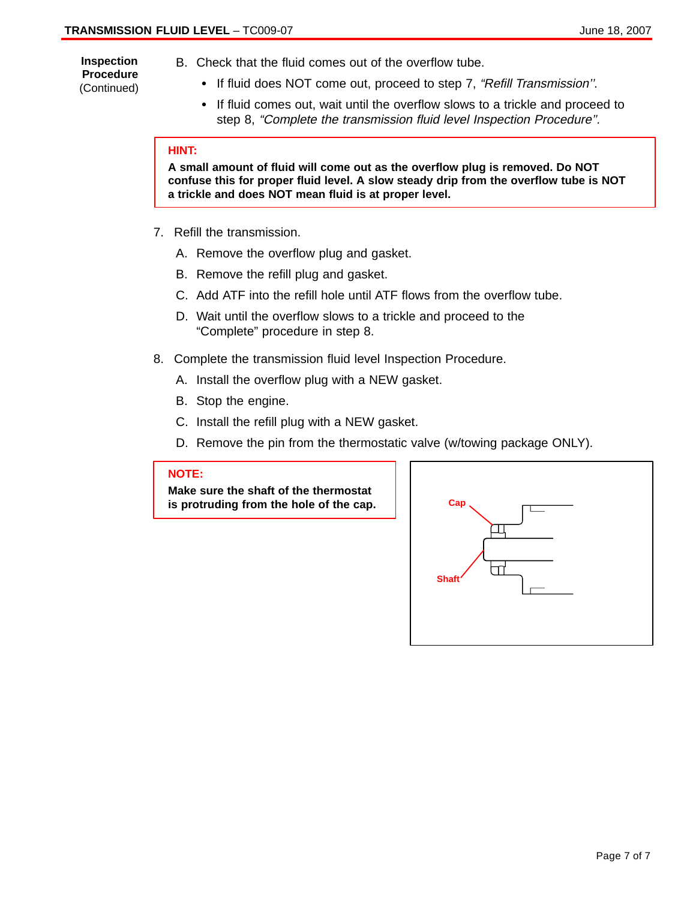**Inspection Procedure** (Continued)

B. Check that the fluid comes out of the overflow tube.

- If fluid does NOT come out, proceed to step 7, *"Refill Transmission"*.
- If fluid comes out, wait until the overflow slows to a trickle and proceed to step 8, *"Complete the transmission fluid level Inspection Procedure"*.

**HINT:**
**A small amount of fluid will come out as the overflow plug is removed. Do NOT confuse this for proper fluid level. A slow steady drip from the overflow tube is NOT a trickle and does NOT mean fluid is at proper level.**

7. Refill the transmission.

   A. Remove the overflow plug and gasket.

   B. Remove the refill plug and gasket.

   C. Add ATF into the refill hole until ATF flows from the overflow tube.

   D. Wait until the overflow slows to a trickle and proceed to the "Complete" procedure in step 8.

8. Complete the transmission fluid level Inspection Procedure.

   A. Install the overflow plug with a NEW gasket.

   B. Stop the engine.

   C. Install the refill plug with a NEW gasket.

   D. Remove the pin from the thermostatic valve (w/towing package ONLY).

**NOTE:**
**Make sure the shaft of the thermostat is protruding from the hole of the cap.**

Cap
Shaft